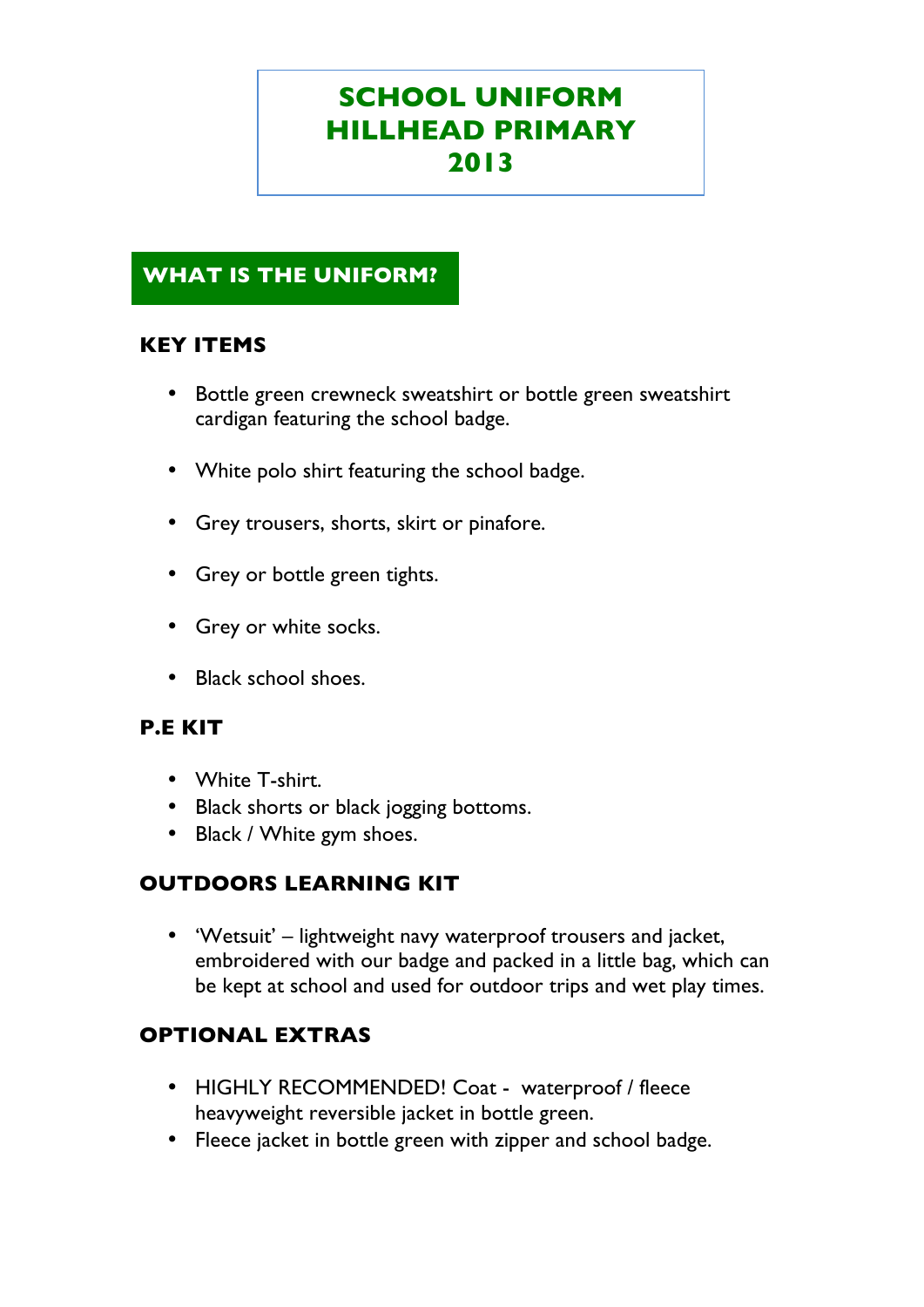# SCHOOL UNIFORM
# HILLHEAD PRIMARY
# 2013

## WHAT IS THE UNIFORM?

### KEY ITEMS

- Bottle green crewneck sweatshirt or bottle green sweatshirt cardigan featuring the school badge.
- White polo shirt featuring the school badge.
- Grey trousers, shorts, skirt or pinafore.
- Grey or bottle green tights.
- Grey or white socks.
- Black school shoes.

### P.E KIT

- White T-shirt.
- Black shorts or black jogging bottoms.
- Black / White gym shoes.

### OUTDOORS LEARNING KIT

- 'Wetsuit' – lightweight navy waterproof trousers and jacket, embroidered with our badge and packed in a little bag, which can be kept at school and used for outdoor trips and wet play times.

### OPTIONAL EXTRAS

- HIGHLY RECOMMENDED! Coat - waterproof / fleece heavyweight reversible jacket in bottle green.
- Fleece jacket in bottle green with zipper and school badge.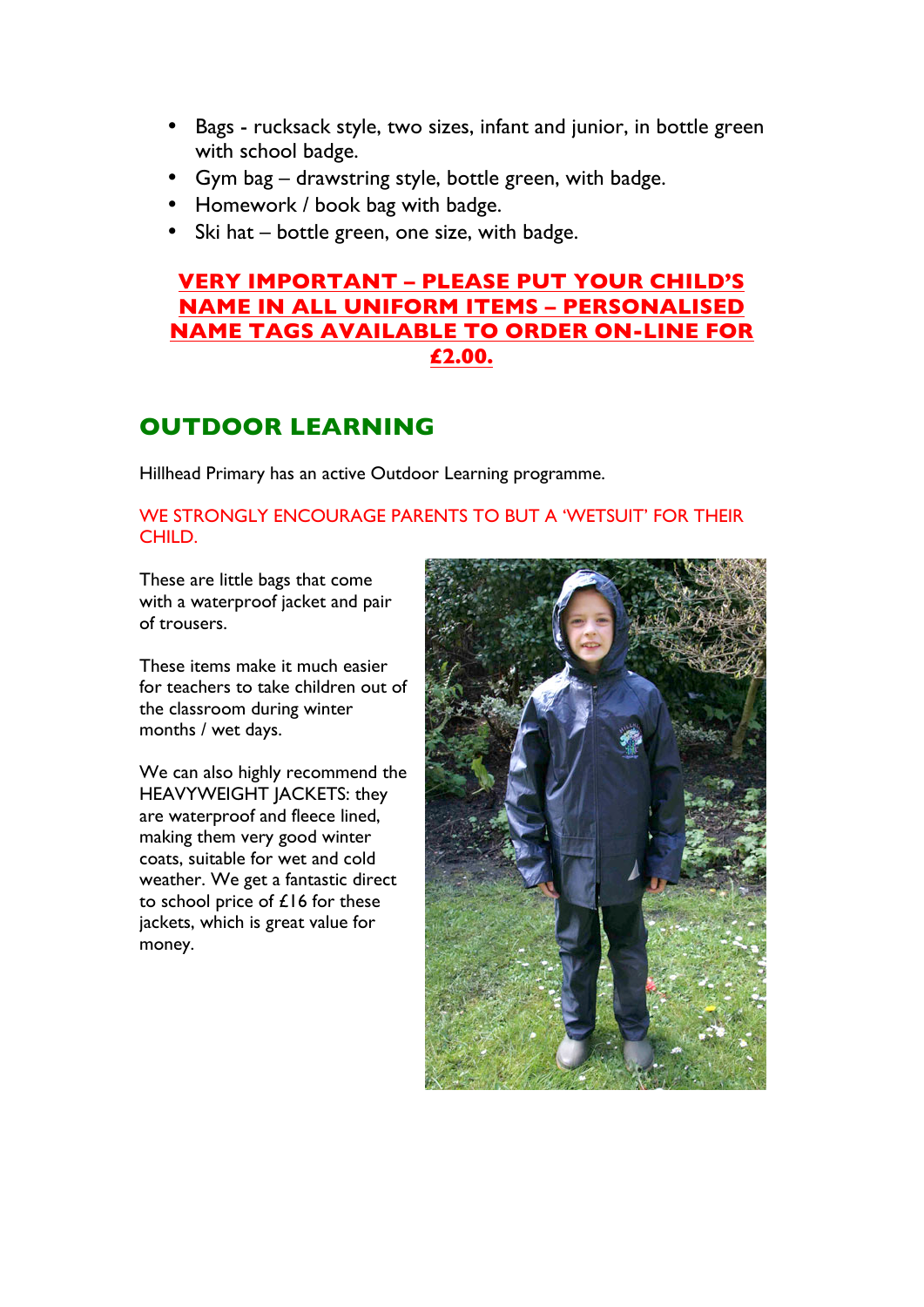- Bags - rucksack style, two sizes, infant and junior, in bottle green with school badge.
- Gym bag – drawstring style, bottle green, with badge.
- Homework / book bag with badge.
- Ski hat – bottle green, one size, with badge.

**VERY IMPORTANT – PLEASE PUT YOUR CHILD'S NAME IN ALL UNIFORM ITEMS – PERSONALISED NAME TAGS AVAILABLE TO ORDER ON-LINE FOR £2.00.**

## OUTDOOR LEARNING

Hillhead Primary has an active Outdoor Learning programme.

WE STRONGLY ENCOURAGE PARENTS TO BUT A 'WETSUIT' FOR THEIR CHILD.

These are little bags that come with a waterproof jacket and pair of trousers.

These items make it much easier for teachers to take children out of the classroom during winter months / wet days.

We can also highly recommend the HEAVYWEIGHT JACKETS: they are waterproof and fleece lined, making them very good winter coats, suitable for wet and cold weather. We get a fantastic direct to school price of £16 for these jackets, which is great value for money.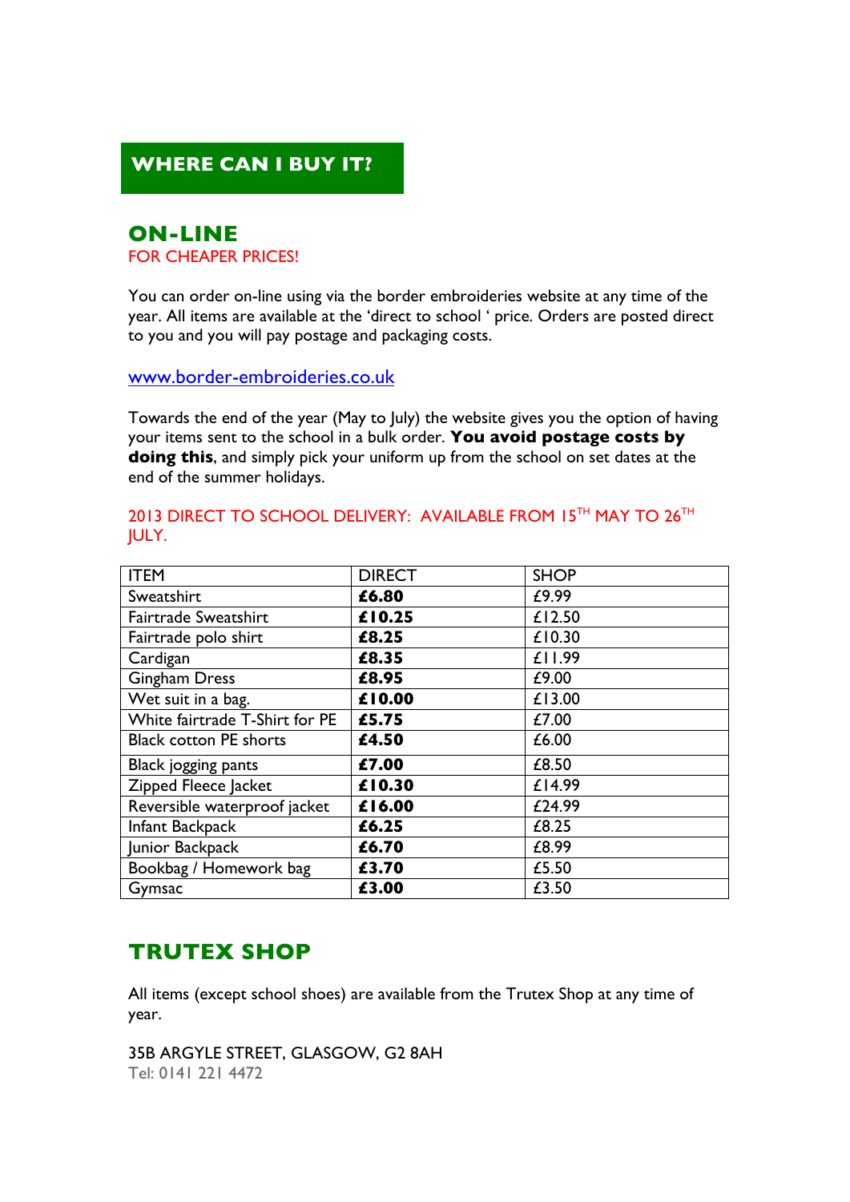## WHERE CAN I BUY IT?

### ON-LINE

FOR CHEAPER PRICES!

You can order on-line using via the border embroideries website at any time of the year. All items are available at the 'direct to school ' price. Orders are posted direct to you and you will pay postage and packaging costs.

www.border-embroideries.co.uk

Towards the end of the year (May to July) the website gives you the option of having your items sent to the school in a bulk order. **You avoid postage costs by doing this**, and simply pick your uniform up from the school on set dates at the end of the summer holidays.

2013 DIRECT TO SCHOOL DELIVERY: AVAILABLE FROM 15TH MAY TO 26TH JULY.

| ITEM | DIRECT | SHOP |
|---|---|---|
| Sweatshirt | **£6.80** | £9.99 |
| Fairtrade Sweatshirt | **£10.25** | £12.50 |
| Fairtrade polo shirt | **£8.25** | £10.30 |
| Cardigan | **£8.35** | £11.99 |
| Gingham Dress | **£8.95** | £9.00 |
| Wet suit in a bag. | **£10.00** | £13.00 |
| White fairtrade T-Shirt for PE | **£5.75** | £7.00 |
| Black cotton PE shorts | **£4.50** | £6.00 |
| Black jogging pants | **£7.00** | £8.50 |
| Zipped Fleece Jacket | **£10.30** | £14.99 |
| Reversible waterproof jacket | **£16.00** | £24.99 |
| Infant Backpack | **£6.25** | £8.25 |
| Junior Backpack | **£6.70** | £8.99 |
| Bookbag / Homework bag | **£3.70** | £5.50 |
| Gymsac | **£3.00** | £3.50 |

### TRUTEX SHOP

All items (except school shoes) are available from the Trutex Shop at any time of year.

35B ARGYLE STREET, GLASGOW, G2 8AH
Tel: 0141 221 4472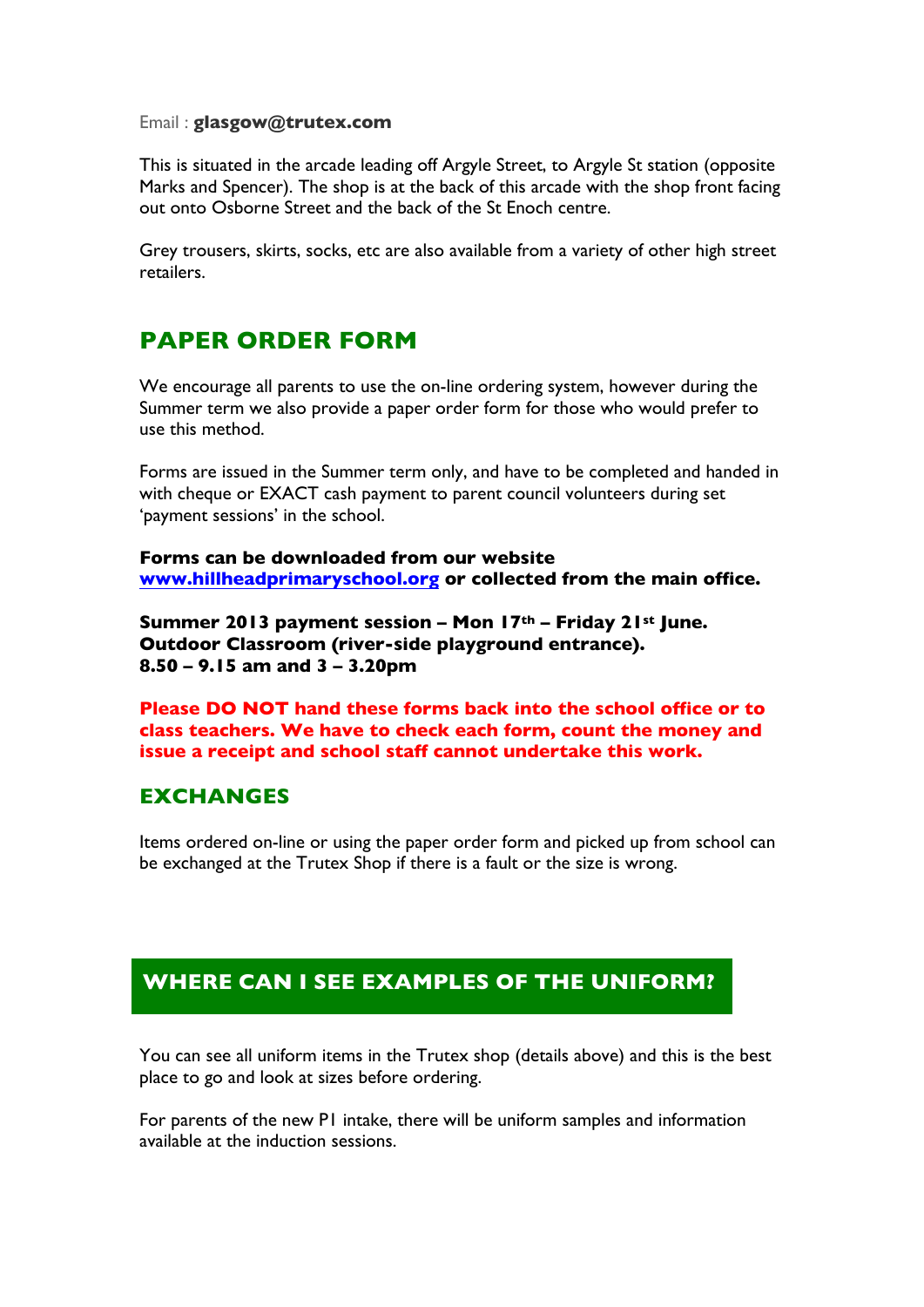Email : **glasgow@trutex.com**

This is situated in the arcade leading off Argyle Street, to Argyle St station (opposite Marks and Spencer). The shop is at the back of this arcade with the shop front facing out onto Osborne Street and the back of the St Enoch centre.

Grey trousers, skirts, socks, etc are also available from a variety of other high street retailers.

## PAPER ORDER FORM

We encourage all parents to use the on-line ordering system, however during the Summer term we also provide a paper order form for those who would prefer to use this method.

Forms are issued in the Summer term only, and have to be completed and handed in with cheque or EXACT cash payment to parent council volunteers during set 'payment sessions' in the school.

**Forms can be downloaded from our website [www.hillheadprimaryschool.org](http://www.hillheadprimaryschool.org) or collected from the main office.**

**Summer 2013 payment session – Mon 17th – Friday 21st June.**
**Outdoor Classroom (river-side playground entrance).**
**8.50 – 9.15 am and 3 – 3.20pm**

**Please DO NOT hand these forms back into the school office or to class teachers. We have to check each form, count the money and issue a receipt and school staff cannot undertake this work.**

## EXCHANGES

Items ordered on-line or using the paper order form and picked up from school can be exchanged at the Trutex Shop if there is a fault or the size is wrong.

## WHERE CAN I SEE EXAMPLES OF THE UNIFORM?

You can see all uniform items in the Trutex shop (details above) and this is the best place to go and look at sizes before ordering.

For parents of the new P1 intake, there will be uniform samples and information available at the induction sessions.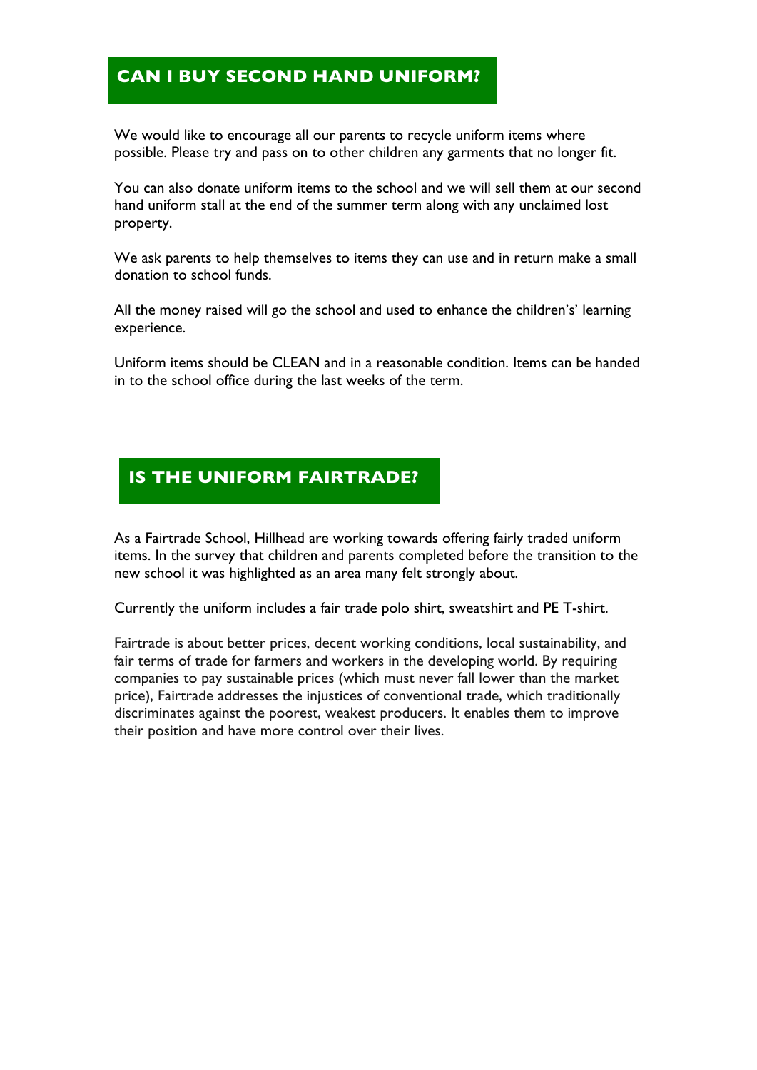## CAN I BUY SECOND HAND UNIFORM?

We would like to encourage all our parents to recycle uniform items where possible. Please try and pass on to other children any garments that no longer fit.

You can also donate uniform items to the school and we will sell them at our second hand uniform stall at the end of the summer term along with any unclaimed lost property.

We ask parents to help themselves to items they can use and in return make a small donation to school funds.

All the money raised will go the school and used to enhance the children's' learning experience.

Uniform items should be CLEAN and in a reasonable condition. Items can be handed in to the school office during the last weeks of the term.

## IS THE UNIFORM FAIRTRADE?

As a Fairtrade School, Hillhead are working towards offering fairly traded uniform items. In the survey that children and parents completed before the transition to the new school it was highlighted as an area many felt strongly about.

Currently the uniform includes a fair trade polo shirt, sweatshirt and PE T-shirt.

Fairtrade is about better prices, decent working conditions, local sustainability, and fair terms of trade for farmers and workers in the developing world. By requiring companies to pay sustainable prices (which must never fall lower than the market price), Fairtrade addresses the injustices of conventional trade, which traditionally discriminates against the poorest, weakest producers. It enables them to improve their position and have more control over their lives.